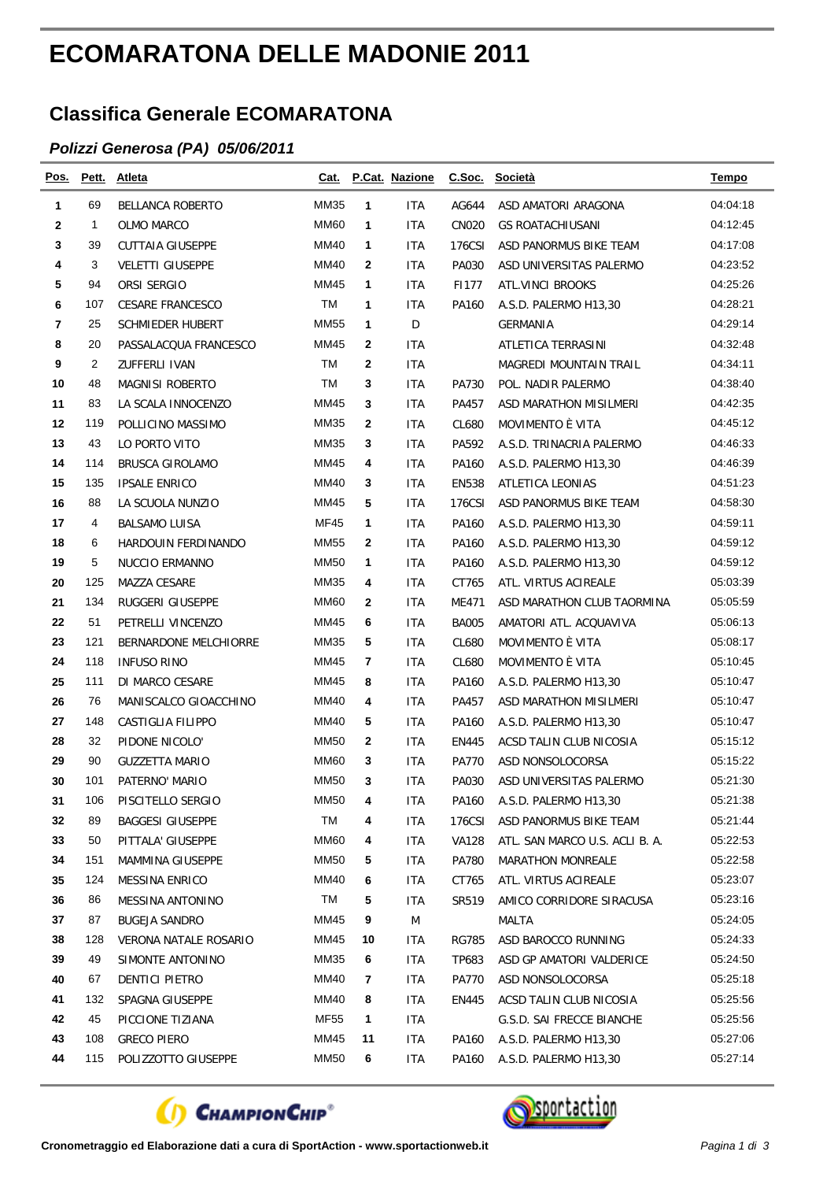# ECOMARATONA DELLE MADONIE 2011

## Classifica Generale ECOMARATONA

### *Polizzi Generosa (PA) 05/06/2011*

| Pos. | Pett. | Atleta | Cat. | P.Cat. | Nazione | C.Soc. | Società | Tempo |
|---|---|---|---|---|---|---|---|---|
| 1 | 69 | BELLANCA ROBERTO | MM35 | 1 | ITA | AG644 | ASD AMATORI ARAGONA | 04:04:18 |
| 2 | 1 | OLMO MARCO | MM60 | 1 | ITA | CN020 | GS ROATACHIUSANI | 04:12:45 |
| 3 | 39 | CUTTAIA GIUSEPPE | MM40 | 1 | ITA | 176CSI | ASD PANORMUS BIKE TEAM | 04:17:08 |
| 4 | 3 | VELETTI GIUSEPPE | MM40 | 2 | ITA | PA030 | ASD UNIVERSITAS PALERMO | 04:23:52 |
| 5 | 94 | ORSI SERGIO | MM45 | 1 | ITA | FI177 | ATL.VINCI BROOKS | 04:25:26 |
| 6 | 107 | CESARE FRANCESCO | TM | 1 | ITA | PA160 | A.S.D. PALERMO H13,30 | 04:28:21 |
| 7 | 25 | SCHMIEDER HUBERT | MM55 | 1 | D |  | GERMANIA | 04:29:14 |
| 8 | 20 | PASSALACQUA FRANCESCO | MM45 | 2 | ITA |  | ATLETICA TERRASINI | 04:32:48 |
| 9 | 2 | ZUFFERLI IVAN | TM | 2 | ITA |  | MAGREDI MOUNTAIN TRAIL | 04:34:11 |
| 10 | 48 | MAGNISI ROBERTO | TM | 3 | ITA | PA730 | POL. NADIR PALERMO | 04:38:40 |
| 11 | 83 | LA SCALA INNOCENZO | MM45 | 3 | ITA | PA457 | ASD MARATHON MISILMERI | 04:42:35 |
| 12 | 119 | POLLICINO MASSIMO | MM35 | 2 | ITA | CL680 | MOVIMENTO È VITA | 04:45:12 |
| 13 | 43 | LO PORTO VITO | MM35 | 3 | ITA | PA592 | A.S.D. TRINACRIA PALERMO | 04:46:33 |
| 14 | 114 | BRUSCA GIROLAMO | MM45 | 4 | ITA | PA160 | A.S.D. PALERMO H13,30 | 04:46:39 |
| 15 | 135 | IPSALE ENRICO | MM40 | 3 | ITA | EN538 | ATLETICA LEONIAS | 04:51:23 |
| 16 | 88 | LA SCUOLA NUNZIO | MM45 | 5 | ITA | 176CSI | ASD PANORMUS BIKE TEAM | 04:58:30 |
| 17 | 4 | BALSAMO LUISA | MF45 | 1 | ITA | PA160 | A.S.D. PALERMO H13,30 | 04:59:11 |
| 18 | 6 | HARDOUIN FERDINANDO | MM55 | 2 | ITA | PA160 | A.S.D. PALERMO H13,30 | 04:59:12 |
| 19 | 5 | NUCCIO ERMANNO | MM50 | 1 | ITA | PA160 | A.S.D. PALERMO H13,30 | 04:59:12 |
| 20 | 125 | MAZZA CESARE | MM35 | 4 | ITA | CT765 | ATL. VIRTUS ACIREALE | 05:03:39 |
| 21 | 134 | RUGGERI GIUSEPPE | MM60 | 2 | ITA | ME471 | ASD MARATHON CLUB TAORMINA | 05:05:59 |
| 22 | 51 | PETRELLI VINCENZO | MM45 | 6 | ITA | BA005 | AMATORI ATL. ACQUAVIVA | 05:06:13 |
| 23 | 121 | BERNARDONE MELCHIORRE | MM35 | 5 | ITA | CL680 | MOVIMENTO È VITA | 05:08:17 |
| 24 | 118 | INFUSO RINO | MM45 | 7 | ITA | CL680 | MOVIMENTO È VITA | 05:10:45 |
| 25 | 111 | DI MARCO CESARE | MM45 | 8 | ITA | PA160 | A.S.D. PALERMO H13,30 | 05:10:47 |
| 26 | 76 | MANISCALCO GIOACCHINO | MM40 | 4 | ITA | PA457 | ASD MARATHON MISILMERI | 05:10:47 |
| 27 | 148 | CASTIGLIA FILIPPO | MM40 | 5 | ITA | PA160 | A.S.D. PALERMO H13,30 | 05:10:47 |
| 28 | 32 | PIDONE NICOLO' | MM50 | 2 | ITA | EN445 | ACSD TALIN CLUB NICOSIA | 05:15:12 |
| 29 | 90 | GUZZETTA MARIO | MM60 | 3 | ITA | PA770 | ASD NONSOLOCORSA | 05:15:22 |
| 30 | 101 | PATERNO' MARIO | MM50 | 3 | ITA | PA030 | ASD UNIVERSITAS PALERMO | 05:21:30 |
| 31 | 106 | PISCITELLO SERGIO | MM50 | 4 | ITA | PA160 | A.S.D. PALERMO H13,30 | 05:21:38 |
| 32 | 89 | BAGGESI GIUSEPPE | TM | 4 | ITA | 176CSI | ASD PANORMUS BIKE TEAM | 05:21:44 |
| 33 | 50 | PITTALA' GIUSEPPE | MM60 | 4 | ITA | VA128 | ATL. SAN MARCO U.S. ACLI B. A. | 05:22:53 |
| 34 | 151 | MAMMINA GIUSEPPE | MM50 | 5 | ITA | PA780 | MARATHON MONREALE | 05:22:58 |
| 35 | 124 | MESSINA ENRICO | MM40 | 6 | ITA | CT765 | ATL. VIRTUS ACIREALE | 05:23:07 |
| 36 | 86 | MESSINA ANTONINO | TM | 5 | ITA | SR519 | AMICO CORRIDORE SIRACUSA | 05:23:16 |
| 37 | 87 | BUGEJA SANDRO | MM45 | 9 | M |  | MALTA | 05:24:05 |
| 38 | 128 | VERONA NATALE ROSARIO | MM45 | 10 | ITA | RG785 | ASD BAROCCO RUNNING | 05:24:33 |
| 39 | 49 | SIMONTE ANTONINO | MM35 | 6 | ITA | TP683 | ASD GP AMATORI VALDERICE | 05:24:50 |
| 40 | 67 | DENTICI PIETRO | MM40 | 7 | ITA | PA770 | ASD NONSOLOCORSA | 05:25:18 |
| 41 | 132 | SPAGNA GIUSEPPE | MM40 | 8 | ITA | EN445 | ACSD TALIN CLUB NICOSIA | 05:25:56 |
| 42 | 45 | PICCIONE TIZIANA | MF55 | 1 | ITA |  | G.S.D. SAI FRECCE BIANCHE | 05:25:56 |
| 43 | 108 | GRECO PIERO | MM45 | 11 | ITA | PA160 | A.S.D. PALERMO H13,30 | 05:27:06 |
| 44 | 115 | POLIZZOTTO GIUSEPPE | MM50 | 6 | ITA | PA160 | A.S.D. PALERMO H13,30 | 05:27:14 |

**Cronometraggio ed Elaborazione dati a cura di SportAction - www.sportactionweb.it**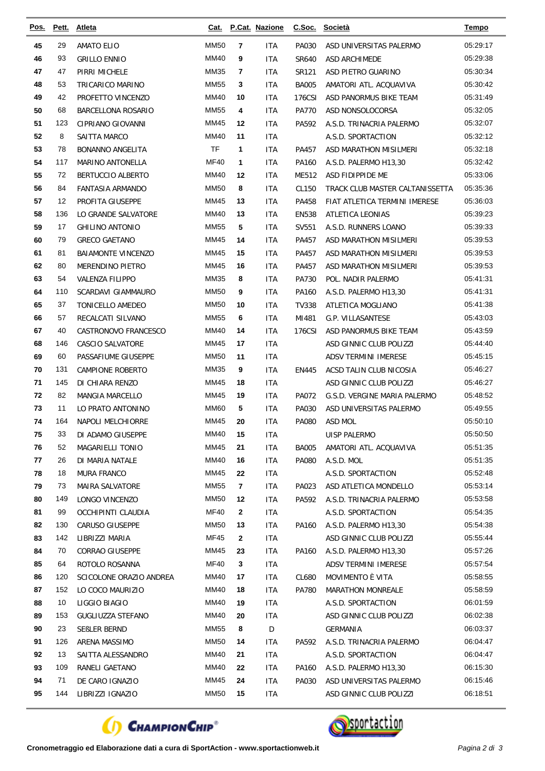| Pos. | Pett. | Atleta | Cat. | P.Cat. | Nazione | C.Soc. | Società | Tempo |
|---|---|---|---|---|---|---|---|---|
| 45 | 29 | AMATO ELIO | MM50 | 7 | ITA | PA030 | ASD UNIVERSITAS PALERMO | 05:29:17 |
| 46 | 93 | GRILLO ENNIO | MM40 | 9 | ITA | SR640 | ASD ARCHIMEDE | 05:29:38 |
| 47 | 47 | PIRRI MICHELE | MM35 | 7 | ITA | SR121 | ASD PIETRO GUARINO | 05:30:34 |
| 48 | 53 | TRICARICO MARINO | MM55 | 3 | ITA | BA005 | AMATORI ATL. ACQUAVIVA | 05:30:42 |
| 49 | 42 | PROFETTO VINCENZO | MM40 | 10 | ITA | 176CSI | ASD PANORMUS BIKE TEAM | 05:31:49 |
| 50 | 68 | BARCELLONA ROSARIO | MM55 | 4 | ITA | PA770 | ASD NONSOLOCORSA | 05:32:05 |
| 51 | 123 | CIPRIANO GIOVANNI | MM45 | 12 | ITA | PA592 | A.S.D. TRINACRIA PALERMO | 05:32:07 |
| 52 | 8 | SAITTA MARCO | MM40 | 11 | ITA | | A.S.D. SPORTACTION | 05:32:12 |
| 53 | 78 | BONANNO ANGELITA | TF | 1 | ITA | PA457 | ASD MARATHON MISILMERI | 05:32:18 |
| 54 | 117 | MARINO ANTONELLA | MF40 | 1 | ITA | PA160 | A.S.D. PALERMO H13,30 | 05:32:42 |
| 55 | 72 | BERTUCCIO ALBERTO | MM40 | 12 | ITA | ME512 | ASD FIDIPPIDE ME | 05:33:06 |
| 56 | 84 | FANTASIA ARMANDO | MM50 | 8 | ITA | CL150 | TRACK CLUB MASTER CALTANISSETTA | 05:35:36 |
| 57 | 12 | PROFITA GIUSEPPE | MM45 | 13 | ITA | PA458 | FIAT ATLETICA TERMINI IMERESE | 05:36:03 |
| 58 | 136 | LO GRANDE SALVATORE | MM40 | 13 | ITA | EN538 | ATLETICA LEONIAS | 05:39:23 |
| 59 | 17 | GHILINO ANTONIO | MM55 | 5 | ITA | SV551 | A.S.D. RUNNERS LOANO | 05:39:33 |
| 60 | 79 | GRECO GAETANO | MM45 | 14 | ITA | PA457 | ASD MARATHON MISILMERI | 05:39:53 |
| 61 | 81 | BAIAMONTE VINCENZO | MM45 | 15 | ITA | PA457 | ASD MARATHON MISILMERI | 05:39:53 |
| 62 | 80 | MERENDINO PIETRO | MM45 | 16 | ITA | PA457 | ASD MARATHON MISILMERI | 05:39:53 |
| 63 | 54 | VALENZA FILIPPO | MM35 | 8 | ITA | PA730 | POL. NADIR PALERMO | 05:41:31 |
| 64 | 110 | SCARDAVI GIAMMAURO | MM50 | 9 | ITA | PA160 | A.S.D. PALERMO H13,30 | 05:41:31 |
| 65 | 37 | TONICELLO AMEDEO | MM50 | 10 | ITA | TV338 | ATLETICA MOGLIANO | 05:41:38 |
| 66 | 57 | RECALCATI SILVANO | MM55 | 6 | ITA | MI481 | G.P. VILLASANTESE | 05:43:03 |
| 67 | 40 | CASTRONOVO FRANCESCO | MM40 | 14 | ITA | 176CSI | ASD PANORMUS BIKE TEAM | 05:43:59 |
| 68 | 146 | CASCIO SALVATORE | MM45 | 17 | ITA | | ASD GINNIC CLUB POLIZZI | 05:44:40 |
| 69 | 60 | PASSAFIUME GIUSEPPE | MM50 | 11 | ITA | | ADSV TERMINI IMERESE | 05:45:15 |
| 70 | 131 | CAMPIONE ROBERTO | MM35 | 9 | ITA | EN445 | ACSD TALIN CLUB NICOSIA | 05:46:27 |
| 71 | 145 | DI CHIARA RENZO | MM45 | 18 | ITA | | ASD GINNIC CLUB POLIZZI | 05:46:27 |
| 72 | 82 | MANGIA MARCELLO | MM45 | 19 | ITA | PA072 | G.S.D. VERGINE MARIA PALERMO | 05:48:52 |
| 73 | 11 | LO PRATO ANTONINO | MM60 | 5 | ITA | PA030 | ASD UNIVERSITAS PALERMO | 05:49:55 |
| 74 | 164 | NAPOLI MELCHIORRE | MM45 | 20 | ITA | PA080 | ASD MOL | 05:50:10 |
| 75 | 33 | DI ADAMO GIUSEPPE | MM40 | 15 | ITA | | UISP PALERMO | 05:50:50 |
| 76 | 52 | MAGARIELLI TONIO | MM45 | 21 | ITA | BA005 | AMATORI ATL. ACQUAVIVA | 05:51:35 |
| 77 | 26 | DI MARIA NATALE | MM40 | 16 | ITA | PA080 | A.S.D. MOL | 05:51:35 |
| 78 | 18 | MURA FRANCO | MM45 | 22 | ITA | | A.S.D. SPORTACTION | 05:52:48 |
| 79 | 73 | MAIRA SALVATORE | MM55 | 7 | ITA | PA023 | ASD ATLETICA MONDELLO | 05:53:14 |
| 80 | 149 | LONGO VINCENZO | MM50 | 12 | ITA | PA592 | A.S.D. TRINACRIA PALERMO | 05:53:58 |
| 81 | 99 | OCCHIPINTI CLAUDIA | MF40 | 2 | ITA | | A.S.D. SPORTACTION | 05:54:35 |
| 82 | 130 | CARUSO GIUSEPPE | MM50 | 13 | ITA | PA160 | A.S.D. PALERMO H13,30 | 05:54:38 |
| 83 | 142 | LIBRIZZI MARIA | MF45 | 2 | ITA | | ASD GINNIC CLUB POLIZZI | 05:55:44 |
| 84 | 70 | CORRAO GIUSEPPE | MM45 | 23 | ITA | PA160 | A.S.D. PALERMO H13,30 | 05:57:26 |
| 85 | 64 | ROTOLO ROSANNA | MF40 | 3 | ITA | | ADSV TERMINI IMERESE | 05:57:54 |
| 86 | 120 | SCICOLONE ORAZIO ANDREA | MM40 | 17 | ITA | CL680 | MOVIMENTO È VITA | 05:58:55 |
| 87 | 152 | LO COCO MAURIZIO | MM40 | 18 | ITA | PA780 | MARATHON MONREALE | 05:58:59 |
| 88 | 10 | LIGGIO BIAGIO | MM40 | 19 | ITA | | A.S.D. SPORTACTION | 06:01:59 |
| 89 | 153 | GUGLIUZZA STEFANO | MM40 | 20 | ITA | | ASD GINNIC CLUB POLIZZI | 06:02:38 |
| 90 | 23 | SEßLER BERND | MM55 | 8 | D | | GERMANIA | 06:03:37 |
| 91 | 126 | ARENA MASSIMO | MM50 | 14 | ITA | PA592 | A.S.D. TRINACRIA PALERMO | 06:04:47 |
| 92 | 13 | SAITTA ALESSANDRO | MM40 | 21 | ITA | | A.S.D. SPORTACTION | 06:04:47 |
| 93 | 109 | RANELI GAETANO | MM40 | 22 | ITA | PA160 | A.S.D. PALERMO H13,30 | 06:15:30 |
| 94 | 71 | DE CARO IGNAZIO | MM45 | 24 | ITA | PA030 | ASD UNIVERSITAS PALERMO | 06:15:46 |
| 95 | 144 | LIBRIZZI IGNAZIO | MM50 | 15 | ITA | | ASD GINNIC CLUB POLIZZI | 06:18:51 |

**Cronometraggio ed Elaborazione dati a cura di SportAction - www.sportactionweb.it**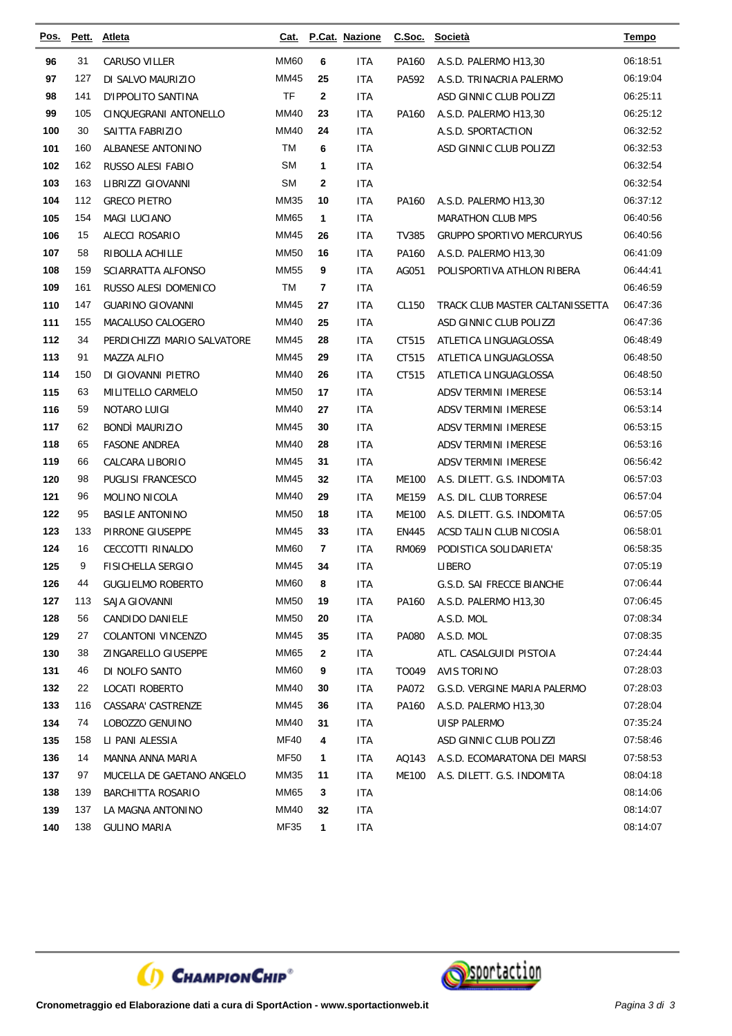| Pos. | Pett. | Atleta | Cat. | P.Cat. | Nazione | C.Soc. | Società | Tempo |
|---|---|---|---|---|---|---|---|---|
| 96 | 31 | CARUSO VILLER | MM60 | 6 | ITA | PA160 | A.S.D. PALERMO H13,30 | 06:18:51 |
| 97 | 127 | DI SALVO MAURIZIO | MM45 | 25 | ITA | PA592 | A.S.D. TRINACRIA PALERMO | 06:19:04 |
| 98 | 141 | D'IPPOLITO SANTINA | TF | 2 | ITA | | ASD GINNIC CLUB POLIZZI | 06:25:11 |
| 99 | 105 | CINQUEGRANI ANTONELLO | MM40 | 23 | ITA | PA160 | A.S.D. PALERMO H13,30 | 06:25:12 |
| 100 | 30 | SAITTA FABRIZIO | MM40 | 24 | ITA | | A.S.D. SPORTACTION | 06:32:52 |
| 101 | 160 | ALBANESE ANTONINO | TM | 6 | ITA | | ASD GINNIC CLUB POLIZZI | 06:32:53 |
| 102 | 162 | RUSSO ALESI FABIO | SM | 1 | ITA | | | 06:32:54 |
| 103 | 163 | LIBRIZZI GIOVANNI | SM | 2 | ITA | | | 06:32:54 |
| 104 | 112 | GRECO PIETRO | MM35 | 10 | ITA | PA160 | A.S.D. PALERMO H13,30 | 06:37:12 |
| 105 | 154 | MAGI LUCIANO | MM65 | 1 | ITA | | MARATHON CLUB MPS | 06:40:56 |
| 106 | 15 | ALECCI ROSARIO | MM45 | 26 | ITA | TV385 | GRUPPO SPORTIVO MERCURYUS | 06:40:56 |
| 107 | 58 | RIBOLLA ACHILLE | MM50 | 16 | ITA | PA160 | A.S.D. PALERMO H13,30 | 06:41:09 |
| 108 | 159 | SCIARRATTA ALFONSO | MM55 | 9 | ITA | AG051 | POLISPORTIVA ATHLON RIBERA | 06:44:41 |
| 109 | 161 | RUSSO ALESI DOMENICO | TM | 7 | ITA | | | 06:46:59 |
| 110 | 147 | GUARINO GIOVANNI | MM45 | 27 | ITA | CL150 | TRACK CLUB MASTER CALTANISSETTA | 06:47:36 |
| 111 | 155 | MACALUSO CALOGERO | MM40 | 25 | ITA | | ASD GINNIC CLUB POLIZZI | 06:47:36 |
| 112 | 34 | PERDICHIZZI MARIO SALVATORE | MM45 | 28 | ITA | CT515 | ATLETICA LINGUAGLOSSA | 06:48:49 |
| 113 | 91 | MAZZA ALFIO | MM45 | 29 | ITA | CT515 | ATLETICA LINGUAGLOSSA | 06:48:50 |
| 114 | 150 | DI GIOVANNI PIETRO | MM40 | 26 | ITA | CT515 | ATLETICA LINGUAGLOSSA | 06:48:50 |
| 115 | 63 | MILITELLO CARMELO | MM50 | 17 | ITA | | ADSV TERMINI IMERESE | 06:53:14 |
| 116 | 59 | NOTARO LUIGI | MM40 | 27 | ITA | | ADSV TERMINI IMERESE | 06:53:14 |
| 117 | 62 | BONDÌ MAURIZIO | MM45 | 30 | ITA | | ADSV TERMINI IMERESE | 06:53:15 |
| 118 | 65 | FASONE ANDREA | MM40 | 28 | ITA | | ADSV TERMINI IMERESE | 06:53:16 |
| 119 | 66 | CALCARA LIBORIO | MM45 | 31 | ITA | | ADSV TERMINI IMERESE | 06:56:42 |
| 120 | 98 | PUGLISI FRANCESCO | MM45 | 32 | ITA | ME100 | A.S. DILETT. G.S. INDOMITA | 06:57:03 |
| 121 | 96 | MOLINO NICOLA | MM40 | 29 | ITA | ME159 | A.S. DIL. CLUB TORRESE | 06:57:04 |
| 122 | 95 | BASILE ANTONINO | MM50 | 18 | ITA | ME100 | A.S. DILETT. G.S. INDOMITA | 06:57:05 |
| 123 | 133 | PIRRONE GIUSEPPE | MM45 | 33 | ITA | EN445 | ACSD TALIN CLUB NICOSIA | 06:58:01 |
| 124 | 16 | CECCOTTI RINALDO | MM60 | 7 | ITA | RM069 | PODISTICA SOLIDARIETA' | 06:58:35 |
| 125 | 9 | FISICHELLA SERGIO | MM45 | 34 | ITA | | LIBERO | 07:05:19 |
| 126 | 44 | GUGLIELMO ROBERTO | MM60 | 8 | ITA | | G.S.D. SAI FRECCE BIANCHE | 07:06:44 |
| 127 | 113 | SAJA GIOVANNI | MM50 | 19 | ITA | PA160 | A.S.D. PALERMO H13,30 | 07:06:45 |
| 128 | 56 | CANDIDO DANIELE | MM50 | 20 | ITA | | A.S.D. MOL | 07:08:34 |
| 129 | 27 | COLANTONI VINCENZO | MM45 | 35 | ITA | PA080 | A.S.D. MOL | 07:08:35 |
| 130 | 38 | ZINGARELLO GIUSEPPE | MM65 | 2 | ITA | | ATL. CASALGUIDI PISTOIA | 07:24:44 |
| 131 | 46 | DI NOLFO SANTO | MM60 | 9 | ITA | TO049 | AVIS TORINO | 07:28:03 |
| 132 | 22 | LOCATI ROBERTO | MM40 | 30 | ITA | PA072 | G.S.D. VERGINE MARIA PALERMO | 07:28:03 |
| 133 | 116 | CASSARA' CASTRENZE | MM45 | 36 | ITA | PA160 | A.S.D. PALERMO H13,30 | 07:28:04 |
| 134 | 74 | LOBOZZO GENUINO | MM40 | 31 | ITA | | UISP PALERMO | 07:35:24 |
| 135 | 158 | LI PANI ALESSIA | MF40 | 4 | ITA | | ASD GINNIC CLUB POLIZZI | 07:58:46 |
| 136 | 14 | MANNA ANNA MARIA | MF50 | 1 | ITA | AQ143 | A.S.D. ECOMARATONA DEI MARSI | 07:58:53 |
| 137 | 97 | MUCELLA DE GAETANO ANGELO | MM35 | 11 | ITA | ME100 | A.S. DILETT. G.S. INDOMITA | 08:04:18 |
| 138 | 139 | BARCHITTA ROSARIO | MM65 | 3 | ITA | | | 08:14:06 |
| 139 | 137 | LA MAGNA ANTONINO | MM40 | 32 | ITA | | | 08:14:07 |
| 140 | 138 | GULINO MARIA | MF35 | 1 | ITA | | | 08:14:07 |

**Cronometraggio ed Elaborazione dati a cura di SportAction - www.sportactionweb.it**